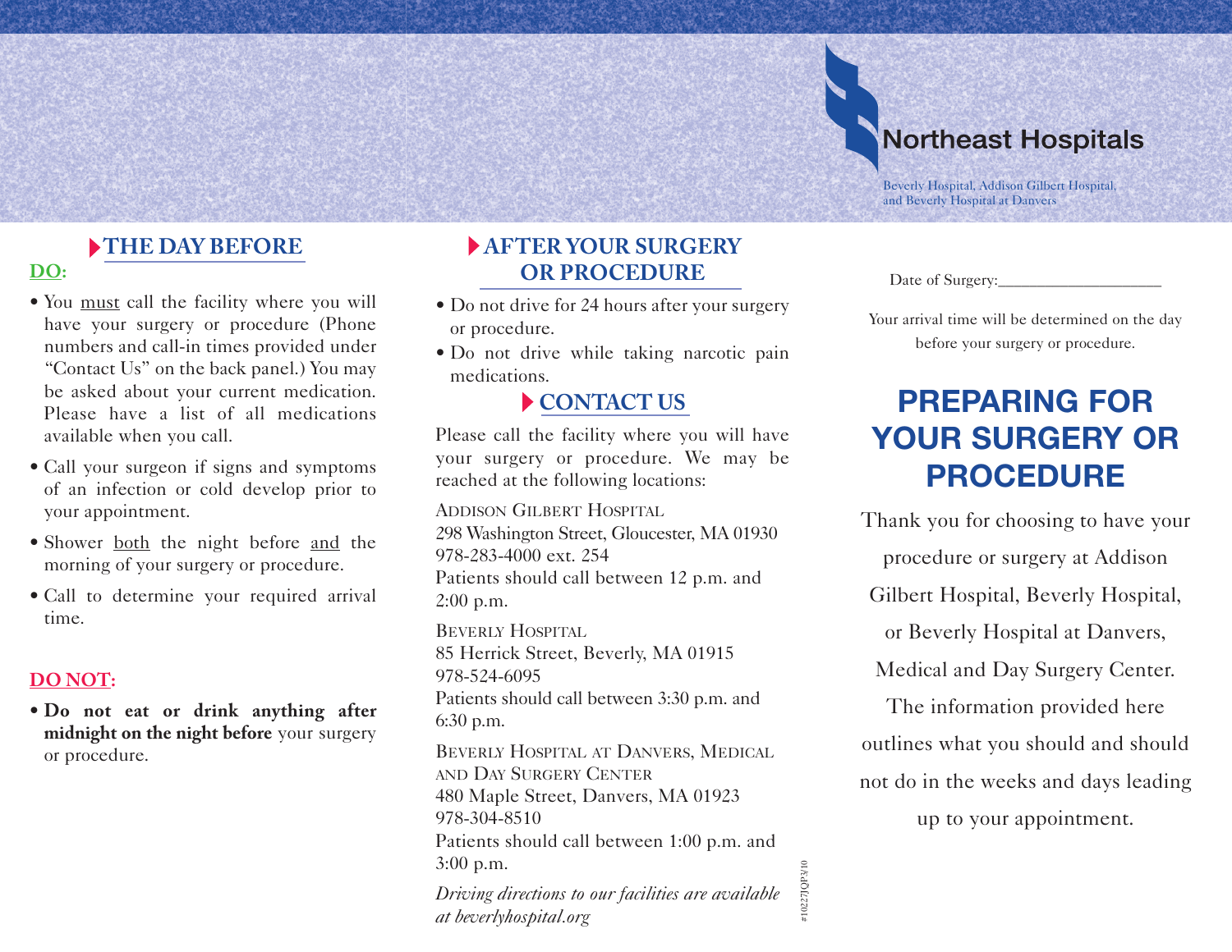## THE DAY BEFORE

**DO:**

- You must call the facility where you will have your surgery or procedure (Phone numbers and call-in times provided under "Contact Us" on the back panel.) You may be asked about your current medication. Please have a list of all medications available when you call.
- Call your surgeon if signs and symptoms of an infection or cold develop prior to your appointment.
- Shower both the night before and the morning of your surgery or procedure.
- Call to determine your required arrival time.

**DO NOT:**

- **Do not eat or drink anything after midnight on the night before** your surgery or procedure.

## AFTER YOUR SURGERY OR PROCEDURE

- Do not drive for 24 hours after your surgery or procedure.
- Do not drive while taking narcotic pain medications.

## CONTACT US

Please call the facility where you will have your surgery or procedure. We may be reached at the following locations:

ADDISON GILBERT HOSPITAL
298 Washington Street, Gloucester, MA 01930
978-283-4000 ext. 254
Patients should call between 12 p.m. and 2:00 p.m.

BEVERLY HOSPITAL
85 Herrick Street, Beverly, MA 01915
978-524-6095
Patients should call between 3:30 p.m. and 6:30 p.m.

BEVERLY HOSPITAL AT DANVERS, MEDICAL AND DAY SURGERY CENTER
480 Maple Street, Danvers, MA 01923
978-304-8510
Patients should call between 1:00 p.m. and 3:00 p.m.

*Driving directions to our facilities are available at beverlyhospital.org*

#10227JQP3/10

Northeast Hospitals

Beverly Hospital, Addison Gilbert Hospital, and Beverly Hospital at Danvers

Date of Surgery:____________________

Your arrival time will be determined on the day before your surgery or procedure.

# PREPARING FOR YOUR SURGERY OR PROCEDURE

Thank you for choosing to have your procedure or surgery at Addison Gilbert Hospital, Beverly Hospital, or Beverly Hospital at Danvers, Medical and Day Surgery Center. The information provided here outlines what you should and should not do in the weeks and days leading up to your appointment.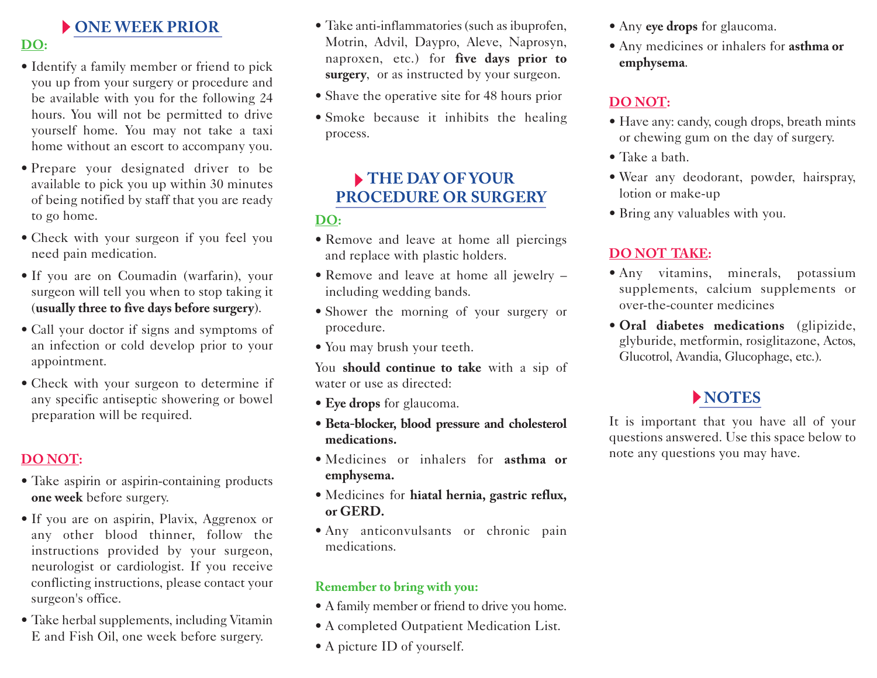## ONE WEEK PRIOR

**DO:**

- Identify a family member or friend to pick you up from your surgery or procedure and be available with you for the following 24 hours. You will not be permitted to drive yourself home. You may not take a taxi home without an escort to accompany you.
- Prepare your designated driver to be available to pick you up within 30 minutes of being notified by staff that you are ready to go home.
- Check with your surgeon if you feel you need pain medication.
- If you are on Coumadin (warfarin), your surgeon will tell you when to stop taking it (**usually three to five days before surgery**).
- Call your doctor if signs and symptoms of an infection or cold develop prior to your appointment.
- Check with your surgeon to determine if any specific antiseptic showering or bowel preparation will be required.

**DO NOT:**

- Take aspirin or aspirin-containing products **one week** before surgery.
- If you are on aspirin, Plavix, Aggrenox or any other blood thinner, follow the instructions provided by your surgeon, neurologist or cardiologist. If you receive conflicting instructions, please contact your surgeon's office.
- Take herbal supplements, including Vitamin E and Fish Oil, one week before surgery.
- Take anti-inflammatories (such as ibuprofen, Motrin, Advil, Daypro, Aleve, Naprosyn, naproxen, etc.) for **five days prior to surgery**, or as instructed by your surgeon.
- Shave the operative site for 48 hours prior
- Smoke because it inhibits the healing process.

## THE DAY OF YOUR PROCEDURE OR SURGERY

**DO:**

- Remove and leave at home all piercings and replace with plastic holders.
- Remove and leave at home all jewelry – including wedding bands.
- Shower the morning of your surgery or procedure.
- You may brush your teeth.

You **should continue to take** with a sip of water or use as directed:

- **Eye drops** for glaucoma.
- **Beta-blocker, blood pressure and cholesterol medications.**
- Medicines or inhalers for **asthma or emphysema.**
- Medicines for **hiatal hernia, gastric reflux, or GERD.**
- Any anticonvulsants or chronic pain medications.

**Remember to bring with you:**

- A family member or friend to drive you home.
- A completed Outpatient Medication List.
- A picture ID of yourself.
- Any **eye drops** for glaucoma.
- Any medicines or inhalers for **asthma or emphysema**.

**DO NOT:**

- Have any: candy, cough drops, breath mints or chewing gum on the day of surgery.
- Take a bath.
- Wear any deodorant, powder, hairspray, lotion or make-up
- Bring any valuables with you.

**DO NOT TAKE:**

- Any vitamins, minerals, potassium supplements, calcium supplements or over-the-counter medicines
- **Oral diabetes medications** (glipizide, glyburide, metformin, rosiglitazone, Actos, Glucotrol, Avandia, Glucophage, etc.).

## NOTES

It is important that you have all of your questions answered. Use this space below to note any questions you may have.